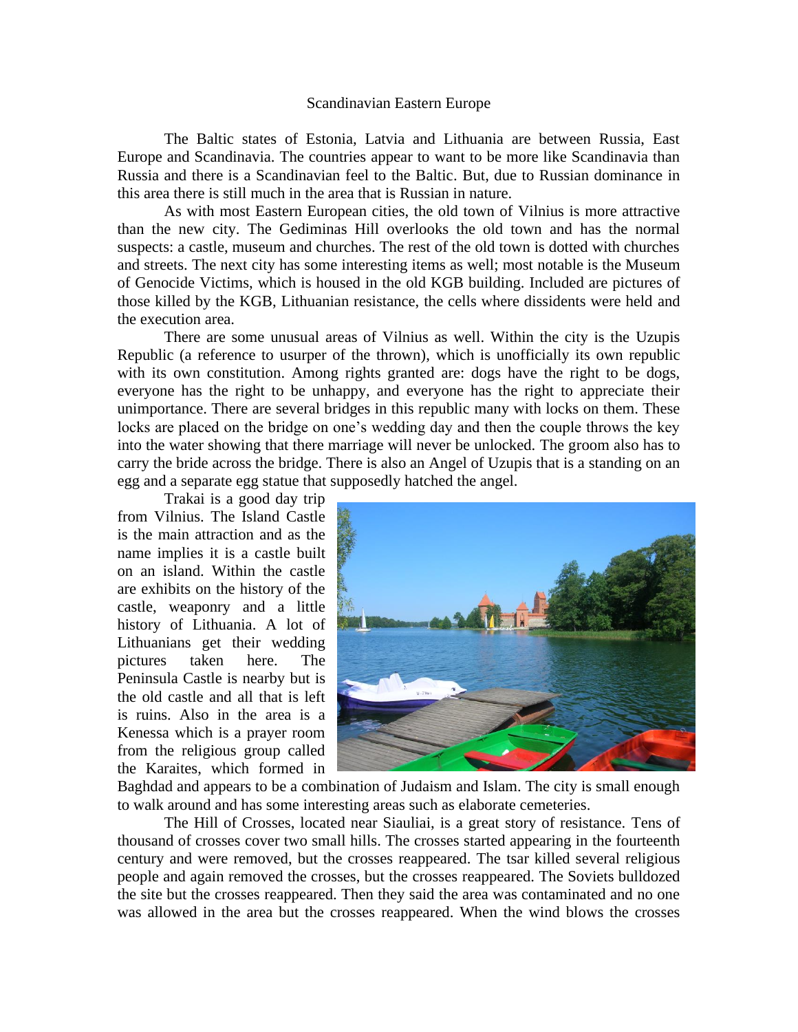# Scandinavian Eastern Europe

The Baltic states of Estonia, Latvia and Lithuania are between Russia, East Europe and Scandinavia. The countries appear to want to be more like Scandinavia than Russia and there is a Scandinavian feel to the Baltic. But, due to Russian dominance in this area there is still much in the area that is Russian in nature.

As with most Eastern European cities, the old town of Vilnius is more attractive than the new city. The Gediminas Hill overlooks the old town and has the normal suspects: a castle, museum and churches. The rest of the old town is dotted with churches and streets. The next city has some interesting items as well; most notable is the Museum of Genocide Victims, which is housed in the old KGB building. Included are pictures of those killed by the KGB, Lithuanian resistance, the cells where dissidents were held and the execution area.

There are some unusual areas of Vilnius as well. Within the city is the Uzupis Republic (a reference to usurper of the thrown), which is unofficially its own republic with its own constitution. Among rights granted are: dogs have the right to be dogs, everyone has the right to be unhappy, and everyone has the right to appreciate their unimportance. There are several bridges in this republic many with locks on them. These locks are placed on the bridge on one's wedding day and then the couple throws the key into the water showing that there marriage will never be unlocked. The groom also has to carry the bride across the bridge. There is also an Angel of Uzupis that is a standing on an egg and a separate egg statue that supposedly hatched the angel.

Trakai is a good day trip from Vilnius. The Island Castle is the main attraction and as the name implies it is a castle built on an island. Within the castle are exhibits on the history of the castle, weaponry and a little history of Lithuania. A lot of Lithuanians get their wedding pictures taken here. The Peninsula Castle is nearby but is the old castle and all that is left is ruins. Also in the area is a Kenessa which is a prayer room from the religious group called the Karaites, which formed in Baghdad and appears to be a combination of Judaism and Islam. The city is small enough to walk around and has some interesting areas such as elaborate cemeteries.

The Hill of Crosses, located near Siauliai, is a great story of resistance. Tens of thousand of crosses cover two small hills. The crosses started appearing in the fourteenth century and were removed, but the crosses reappeared. The tsar killed several religious people and again removed the crosses, but the crosses reappeared. The Soviets bulldozed the site but the crosses reappeared. Then they said the area was contaminated and no one was allowed in the area but the crosses reappeared. When the wind blows the crosses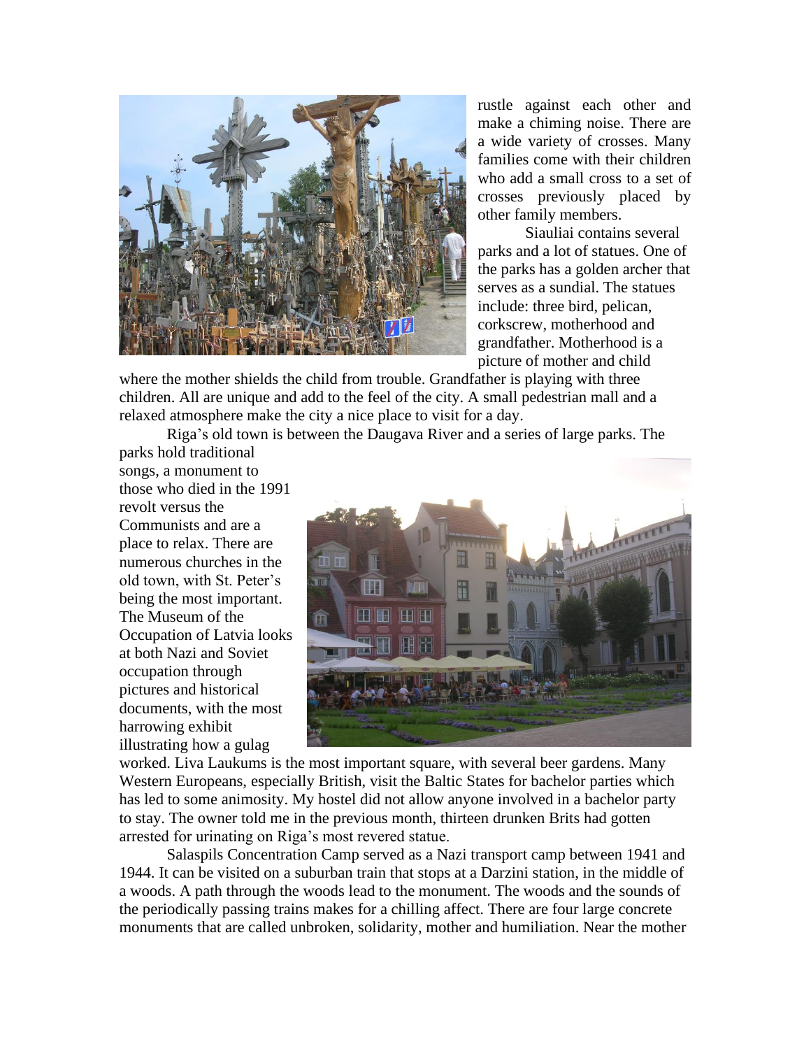rustle against each other and make a chiming noise. There are a wide variety of crosses. Many families come with their children who add a small cross to a set of crosses previously placed by other family members.

Siauliai contains several parks and a lot of statues. One of the parks has a golden archer that serves as a sundial. The statues include: three bird, pelican, corkscrew, motherhood and grandfather. Motherhood is a picture of mother and child where the mother shields the child from trouble. Grandfather is playing with three children. All are unique and add to the feel of the city. A small pedestrian mall and a relaxed atmosphere make the city a nice place to visit for a day.

Riga's old town is between the Daugava River and a series of large parks. The parks hold traditional songs, a monument to those who died in the 1991 revolt versus the Communists and are a place to relax. There are numerous churches in the old town, with St. Peter's being the most important. The Museum of the Occupation of Latvia looks at both Nazi and Soviet occupation through pictures and historical documents, with the most harrowing exhibit illustrating how a gulag worked. Liva Laukums is the most important square, with several beer gardens. Many Western Europeans, especially British, visit the Baltic States for bachelor parties which has led to some animosity. My hostel did not allow anyone involved in a bachelor party to stay. The owner told me in the previous month, thirteen drunken Brits had gotten arrested for urinating on Riga's most revered statue.

Salaspils Concentration Camp served as a Nazi transport camp between 1941 and 1944. It can be visited on a suburban train that stops at a Darzini station, in the middle of a woods. A path through the woods lead to the monument. The woods and the sounds of the periodically passing trains makes for a chilling affect. There are four large concrete monuments that are called unbroken, solidarity, mother and humiliation. Near the mother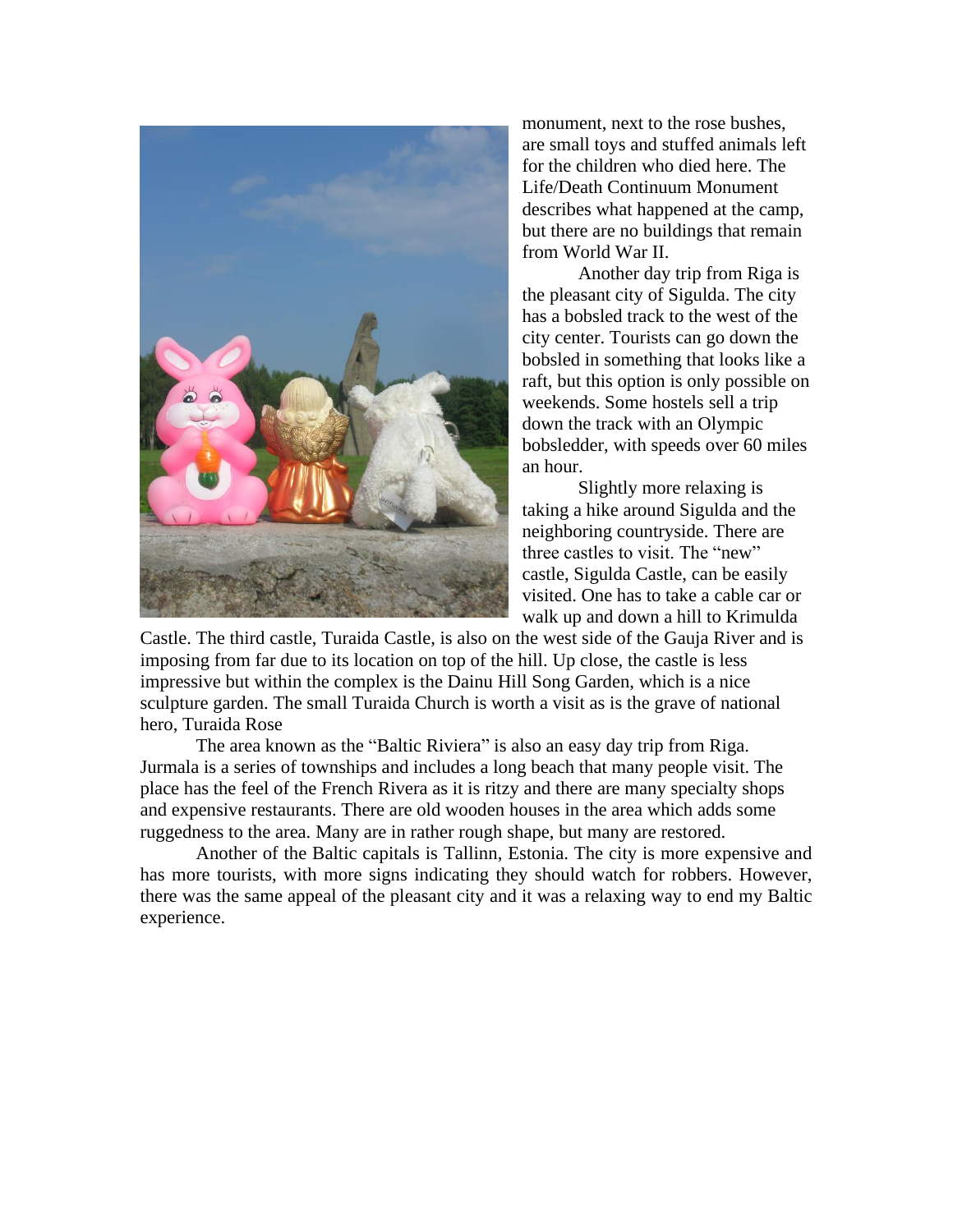monument, next to the rose bushes, are small toys and stuffed animals left for the children who died here. The Life/Death Continuum Monument describes what happened at the camp, but there are no buildings that remain from World War II.

Another day trip from Riga is the pleasant city of Sigulda. The city has a bobsled track to the west of the city center. Tourists can go down the bobsled in something that looks like a raft, but this option is only possible on weekends. Some hostels sell a trip down the track with an Olympic bobsledder, with speeds over 60 miles an hour.

Slightly more relaxing is taking a hike around Sigulda and the neighboring countryside. There are three castles to visit. The "new" castle, Sigulda Castle, can be easily visited. One has to take a cable car or walk up and down a hill to Krimulda Castle. The third castle, Turaida Castle, is also on the west side of the Gauja River and is imposing from far due to its location on top of the hill. Up close, the castle is less impressive but within the complex is the Dainu Hill Song Garden, which is a nice sculpture garden. The small Turaida Church is worth a visit as is the grave of national hero, Turaida Rose

The area known as the "Baltic Riviera" is also an easy day trip from Riga. Jurmala is a series of townships and includes a long beach that many people visit. The place has the feel of the French Rivera as it is ritzy and there are many specialty shops and expensive restaurants. There are old wooden houses in the area which adds some ruggedness to the area. Many are in rather rough shape, but many are restored.

Another of the Baltic capitals is Tallinn, Estonia. The city is more expensive and has more tourists, with more signs indicating they should watch for robbers. However, there was the same appeal of the pleasant city and it was a relaxing way to end my Baltic experience.